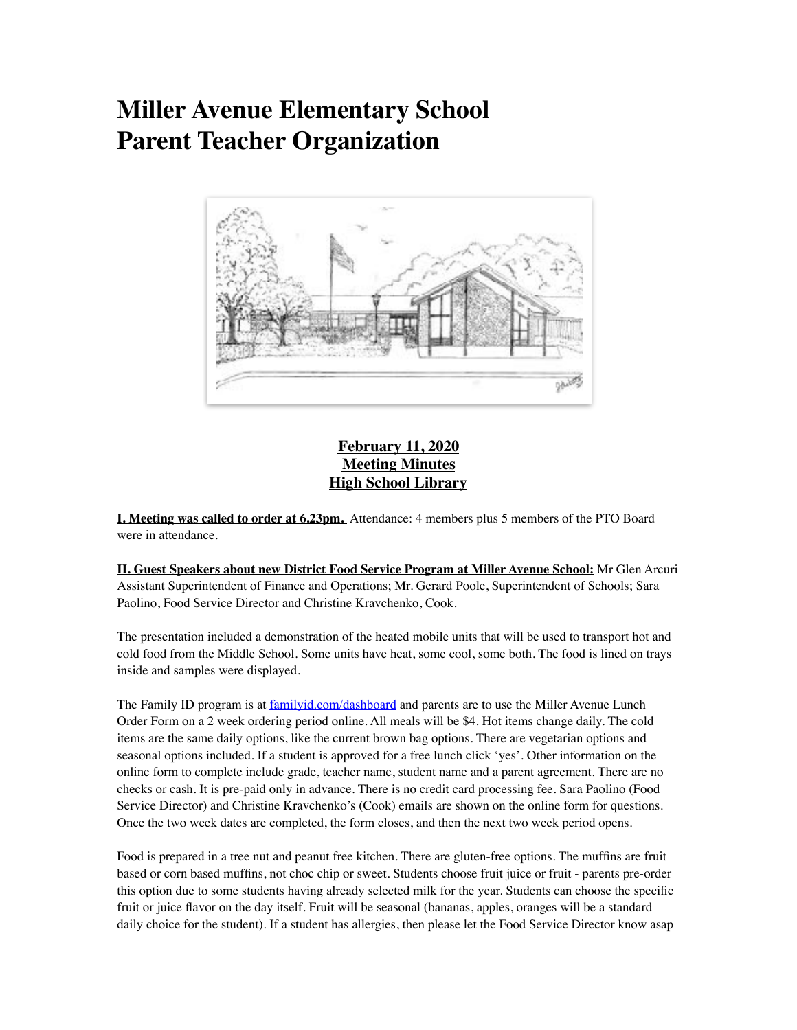# Miller Avenue Elementary School
# Parent Teacher Organization

**February 11, 2020**
**Meeting Minutes**
**High School Library**

**I. Meeting was called to order at 6.23pm.** Attendance: 4 members plus 5 members of the PTO Board were in attendance.

**II. Guest Speakers about new District Food Service Program at Miller Avenue School:** Mr Glen Arcuri Assistant Superintendent of Finance and Operations; Mr. Gerard Poole, Superintendent of Schools; Sara Paolino, Food Service Director and Christine Kravchenko, Cook.

The presentation included a demonstration of the heated mobile units that will be used to transport hot and cold food from the Middle School. Some units have heat, some cool, some both. The food is lined on trays inside and samples were displayed.

The Family ID program is at [familyid.com/dashboard](familyid.com/dashboard) and parents are to use the Miller Avenue Lunch Order Form on a 2 week ordering period online. All meals will be $4. Hot items change daily. The cold items are the same daily options, like the current brown bag options. There are vegetarian options and seasonal options included. If a student is approved for a free lunch click 'yes'. Other information on the online form to complete include grade, teacher name, student name and a parent agreement. There are no checks or cash. It is pre-paid only in advance. There is no credit card processing fee. Sara Paolino (Food Service Director) and Christine Kravchenko's (Cook) emails are shown on the online form for questions. Once the two week dates are completed, the form closes, and then the next two week period opens.

Food is prepared in a tree nut and peanut free kitchen. There are gluten-free options. The muffins are fruit based or corn based muffins, not choc chip or sweet. Students choose fruit juice or fruit - parents pre-order this option due to some students having already selected milk for the year. Students can choose the specific fruit or juice flavor on the day itself. Fruit will be seasonal (bananas, apples, oranges will be a standard daily choice for the student). If a student has allergies, then please let the Food Service Director know asap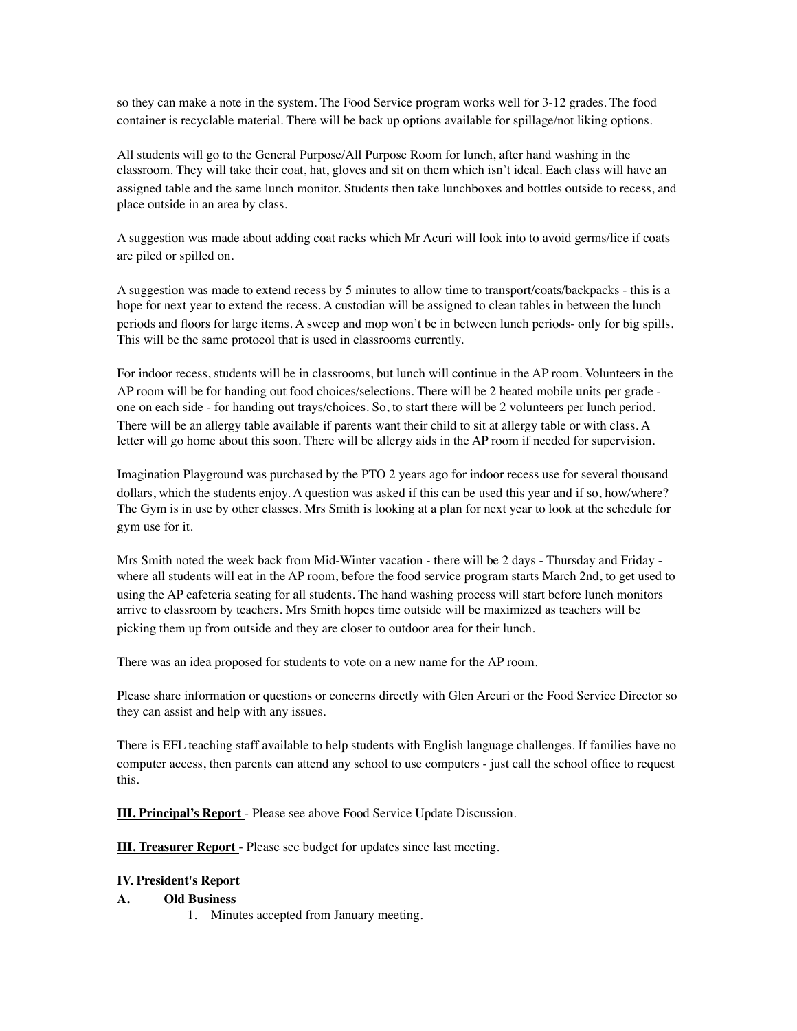so they can make a note in the system. The Food Service program works well for 3-12 grades. The food container is recyclable material. There will be back up options available for spillage/not liking options.

All students will go to the General Purpose/All Purpose Room for lunch, after hand washing in the classroom. They will take their coat, hat, gloves and sit on them which isn't ideal. Each class will have an assigned table and the same lunch monitor. Students then take lunchboxes and bottles outside to recess, and place outside in an area by class.

A suggestion was made about adding coat racks which Mr Acuri will look into to avoid germs/lice if coats are piled or spilled on.

A suggestion was made to extend recess by 5 minutes to allow time to transport/coats/backpacks - this is a hope for next year to extend the recess. A custodian will be assigned to clean tables in between the lunch periods and floors for large items. A sweep and mop won't be in between lunch periods- only for big spills. This will be the same protocol that is used in classrooms currently.

For indoor recess, students will be in classrooms, but lunch will continue in the AP room. Volunteers in the AP room will be for handing out food choices/selections. There will be 2 heated mobile units per grade - one on each side - for handing out trays/choices. So, to start there will be 2 volunteers per lunch period. There will be an allergy table available if parents want their child to sit at allergy table or with class. A letter will go home about this soon. There will be allergy aids in the AP room if needed for supervision.

Imagination Playground was purchased by the PTO 2 years ago for indoor recess use for several thousand dollars, which the students enjoy. A question was asked if this can be used this year and if so, how/where? The Gym is in use by other classes. Mrs Smith is looking at a plan for next year to look at the schedule for gym use for it.

Mrs Smith noted the week back from Mid-Winter vacation - there will be 2 days - Thursday and Friday - where all students will eat in the AP room, before the food service program starts March 2nd, to get used to using the AP cafeteria seating for all students. The hand washing process will start before lunch monitors arrive to classroom by teachers. Mrs Smith hopes time outside will be maximized as teachers will be picking them up from outside and they are closer to outdoor area for their lunch.

There was an idea proposed for students to vote on a new name for the AP room.

Please share information or questions or concerns directly with Glen Arcuri or the Food Service Director so they can assist and help with any issues.

There is EFL teaching staff available to help students with English language challenges. If families have no computer access, then parents can attend any school to use computers - just call the school office to request this.

**III. Principal's Report** - Please see above Food Service Update Discussion.

**III. Treasurer Report** - Please see budget for updates since last meeting.

**IV. President's Report**

**A. Old Business**

1. Minutes accepted from January meeting.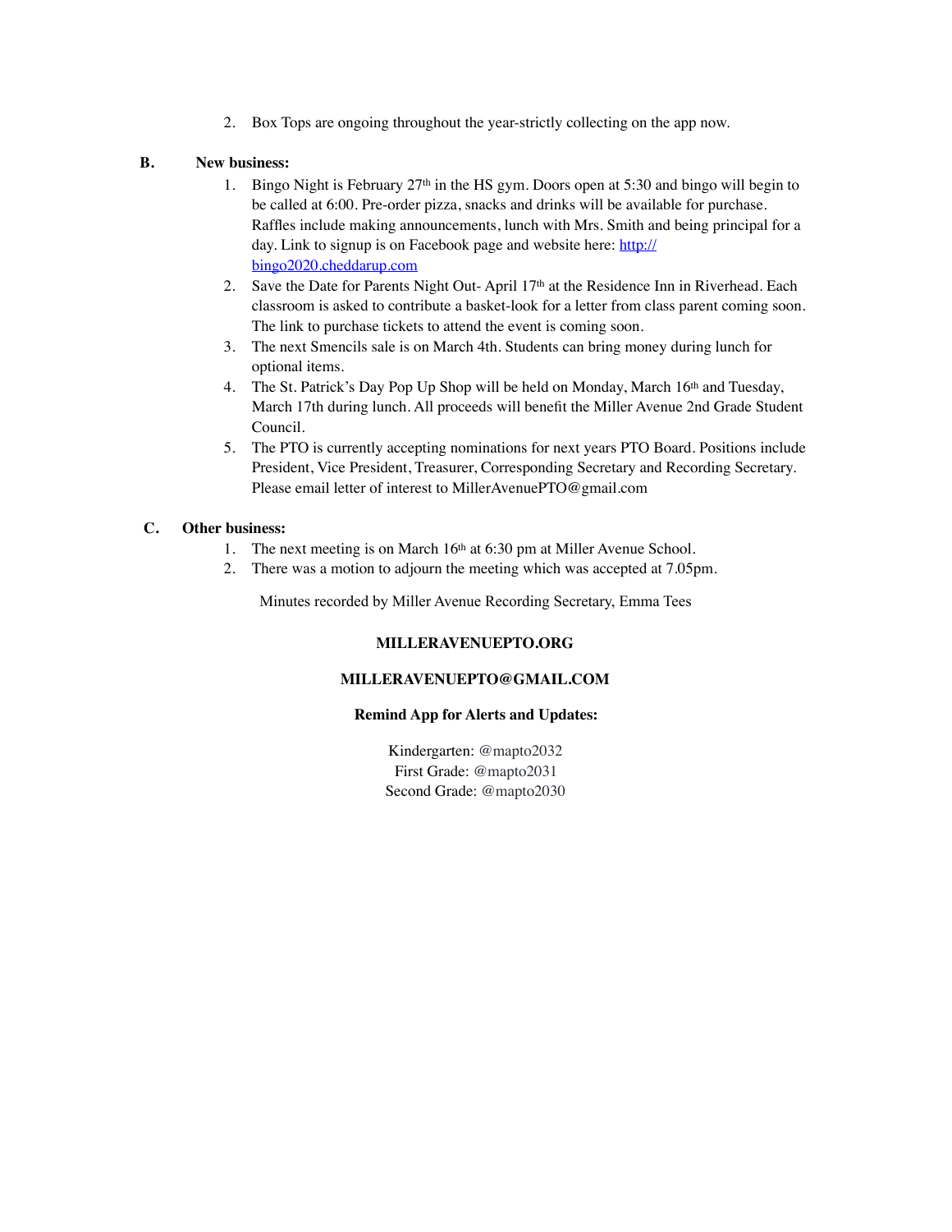2. Box Tops are ongoing throughout the year-strictly collecting on the app now.

**B. New business:**

1. Bingo Night is February 27th in the HS gym. Doors open at 5:30 and bingo will begin to be called at 6:00. Pre-order pizza, snacks and drinks will be available for purchase. Raffles include making announcements, lunch with Mrs. Smith and being principal for a day. Link to signup is on Facebook page and website here: [http://bingo2020.cheddarup.com](http://bingo2020.cheddarup.com)
2. Save the Date for Parents Night Out- April 17th at the Residence Inn in Riverhead. Each classroom is asked to contribute a basket-look for a letter from class parent coming soon. The link to purchase tickets to attend the event is coming soon.
3. The next Smencils sale is on March 4th. Students can bring money during lunch for optional items.
4. The St. Patrick's Day Pop Up Shop will be held on Monday, March 16th and Tuesday, March 17th during lunch. All proceeds will benefit the Miller Avenue 2nd Grade Student Council.
5. The PTO is currently accepting nominations for next years PTO Board. Positions include President, Vice President, Treasurer, Corresponding Secretary and Recording Secretary. Please email letter of interest to MillerAvenuePTO@gmail.com

**C. Other business:**

1. The next meeting is on March 16th at 6:30 pm at Miller Avenue School.
2. There was a motion to adjourn the meeting which was accepted at 7.05pm.

Minutes recorded by Miller Avenue Recording Secretary, Emma Tees

**MILLERAVENUEPTO.ORG**

**MILLERAVENUEPTO@GMAIL.COM**

**Remind App for Alerts and Updates:**

Kindergarten: @mapto2032
First Grade: @mapto2031
Second Grade: @mapto2030